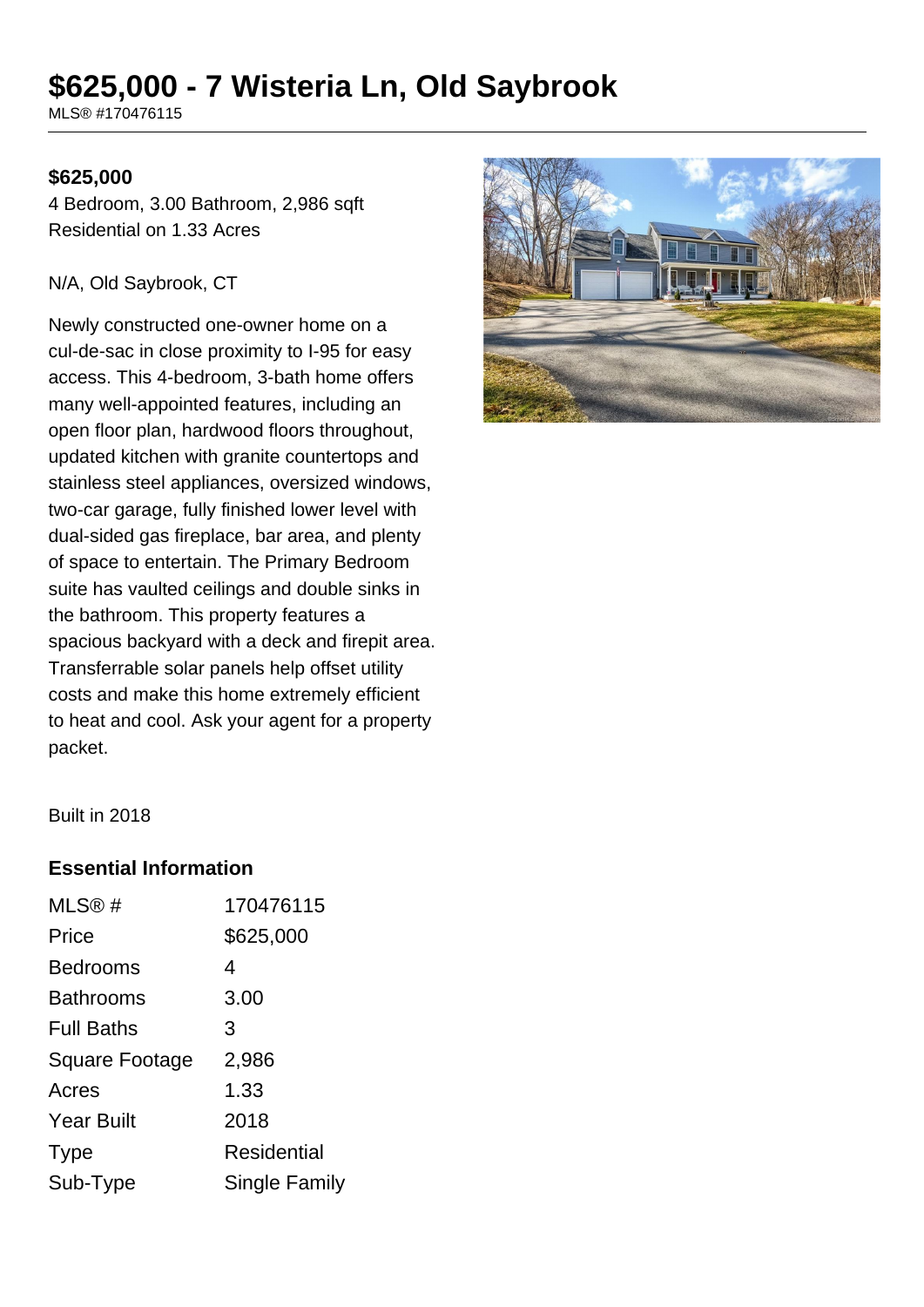# $625,000 - 7 Wisteria Ln, Old Saybrook

MLS® #170476115

**$625,000**

4 Bedroom, 3.00 Bathroom, 2,986 sqft
Residential on 1.33 Acres

N/A, Old Saybrook, CT

Newly constructed one-owner home on a cul-de-sac in close proximity to I-95 for easy access. This 4-bedroom, 3-bath home offers many well-appointed features, including an open floor plan, hardwood floors throughout, updated kitchen with granite countertops and stainless steel appliances, oversized windows, two-car garage, fully finished lower level with dual-sided gas fireplace, bar area, and plenty of space to entertain. The Primary Bedroom suite has vaulted ceilings and double sinks in the bathroom. This property features a spacious backyard with a deck and firepit area. Transferrable solar panels help offset utility costs and make this home extremely efficient to heat and cool. Ask your agent for a property packet.

Built in 2018

## Essential Information

| | |
|---|---|
| MLS® # | 170476115 |
| Price | $625,000 |
| Bedrooms | 4 |
| Bathrooms | 3.00 |
| Full Baths | 3 |
| Square Footage | 2,986 |
| Acres | 1.33 |
| Year Built | 2018 |
| Type | Residential |
| Sub-Type | Single Family |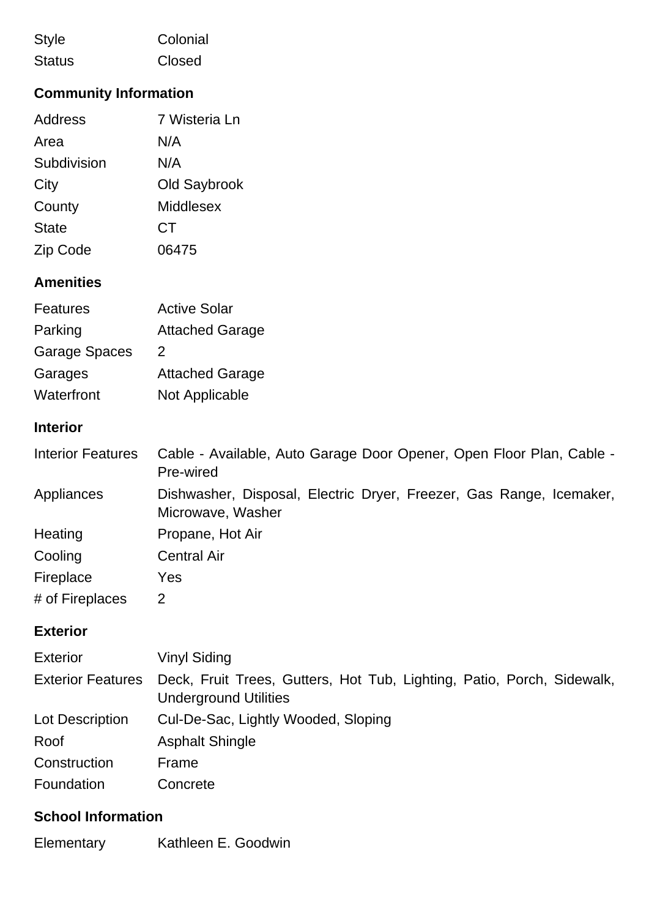| | |
|---|---|
| Style | Colonial |
| Status | Closed |

## Community Information

| | |
|---|---|
| Address | 7 Wisteria Ln |
| Area | N/A |
| Subdivision | N/A |
| City | Old Saybrook |
| County | Middlesex |
| State | CT |
| Zip Code | 06475 |

## Amenities

| | |
|---|---|
| Features | Active Solar |
| Parking | Attached Garage |
| Garage Spaces | 2 |
| Garages | Attached Garage |
| Waterfront | Not Applicable |

## Interior

| | |
|---|---|
| Interior Features | Cable - Available, Auto Garage Door Opener, Open Floor Plan, Cable - Pre-wired |
| Appliances | Dishwasher, Disposal, Electric Dryer, Freezer, Gas Range, Icemaker, Microwave, Washer |
| Heating | Propane, Hot Air |
| Cooling | Central Air |
| Fireplace | Yes |
| # of Fireplaces | 2 |

## Exterior

| | |
|---|---|
| Exterior | Vinyl Siding |
| Exterior Features | Deck, Fruit Trees, Gutters, Hot Tub, Lighting, Patio, Porch, Sidewalk, Underground Utilities |
| Lot Description | Cul-De-Sac, Lightly Wooded, Sloping |
| Roof | Asphalt Shingle |
| Construction | Frame |
| Foundation | Concrete |

## School Information

| | |
|---|---|
| Elementary | Kathleen E. Goodwin |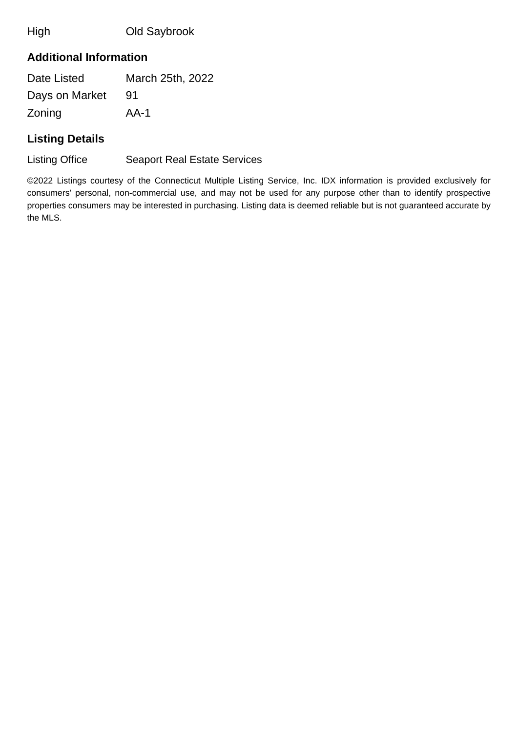| | |
|---|---|
| High | Old Saybrook |

### Additional Information

| | |
|---|---|
| Date Listed | March 25th, 2022 |
| Days on Market | 91 |
| Zoning | AA-1 |

### Listing Details

| | |
|---|---|
| Listing Office | Seaport Real Estate Services |

©2022 Listings courtesy of the Connecticut Multiple Listing Service, Inc. IDX information is provided exclusively for consumers' personal, non-commercial use, and may not be used for any purpose other than to identify prospective properties consumers may be interested in purchasing. Listing data is deemed reliable but is not guaranteed accurate by the MLS.